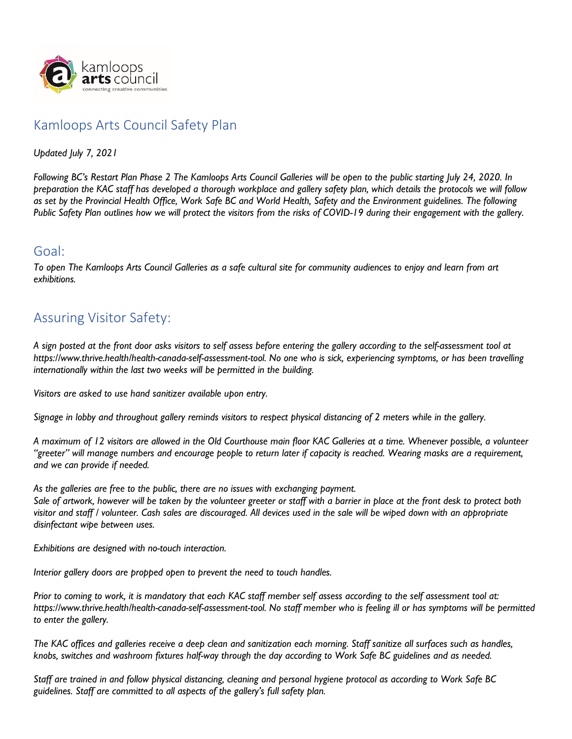# Kamloops Arts Council Safety Plan

*Updated July 7, 2021*

*Following BC's Restart Plan Phase 2 The Kamloops Arts Council Galleries will be open to the public starting July 24, 2020. In preparation the KAC staff has developed a thorough workplace and gallery safety plan, which details the protocols we will follow as set by the Provincial Health Office, Work Safe BC and World Health, Safety and the Environment guidelines. The following Public Safety Plan outlines how we will protect the visitors from the risks of COVID-19 during their engagement with the gallery.*

## Goal:

*To open The Kamloops Arts Council Galleries as a safe cultural site for community audiences to enjoy and learn from art exhibitions.*

## Assuring Visitor Safety:

*A sign posted at the front door asks visitors to self assess before entering the gallery according to the self-assessment tool at https://www.thrive.health/health-canada-self-assessment-tool. No one who is sick, experiencing symptoms, or has been travelling internationally within the last two weeks will be permitted in the building.*

*Visitors are asked to use hand sanitizer available upon entry.*

*Signage in lobby and throughout gallery reminds visitors to respect physical distancing of 2 meters while in the gallery.*

*A maximum of 12 visitors are allowed in the Old Courthouse main floor KAC Galleries at a time. Whenever possible, a volunteer "greeter" will manage numbers and encourage people to return later if capacity is reached. Wearing masks are a requirement, and we can provide if needed.*

*As the galleries are free to the public, there are no issues with exchanging payment.*
*Sale of artwork, however will be taken by the volunteer greeter or staff with a barrier in place at the front desk to protect both visitor and staff / volunteer. Cash sales are discouraged. All devices used in the sale will be wiped down with an appropriate disinfectant wipe between uses.*

*Exhibitions are designed with no-touch interaction.*

*Interior gallery doors are propped open to prevent the need to touch handles.*

*Prior to coming to work, it is mandatory that each KAC staff member self assess according to the self assessment tool at: https://www.thrive.health/health-canada-self-assessment-tool. No staff member who is feeling ill or has symptoms will be permitted to enter the gallery.*

*The KAC offices and galleries receive a deep clean and sanitization each morning. Staff sanitize all surfaces such as handles, knobs, switches and washroom fixtures half-way through the day according to Work Safe BC guidelines and as needed.*

*Staff are trained in and follow physical distancing, cleaning and personal hygiene protocol as according to Work Safe BC guidelines. Staff are committed to all aspects of the gallery's full safety plan.*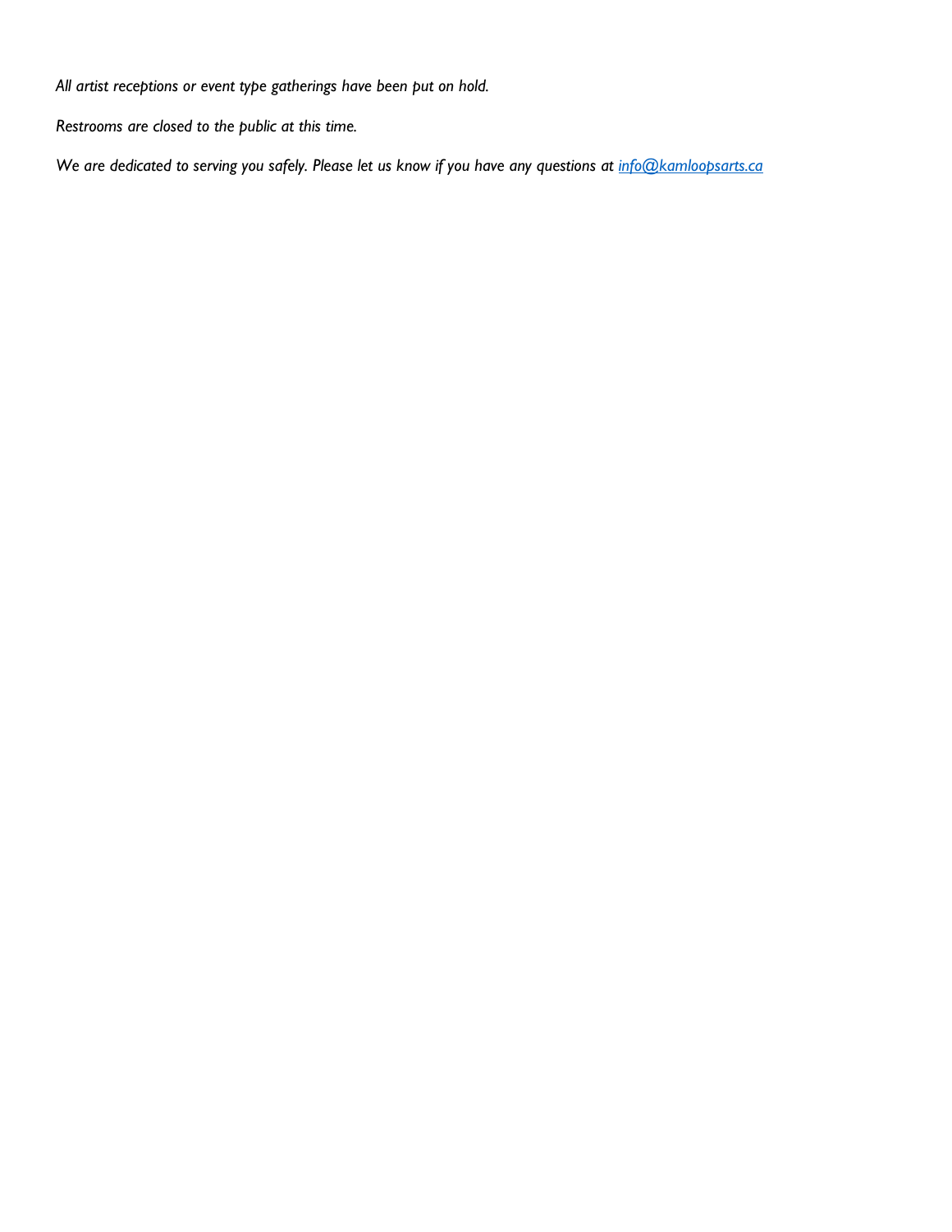*All artist receptions or event type gatherings have been put on hold.*

*Restrooms are closed to the public at this time.*

*We are dedicated to serving you safely. Please let us know if you have any questions at [info@kamloopsarts.ca](mailto:info@kamloopsarts.ca)*